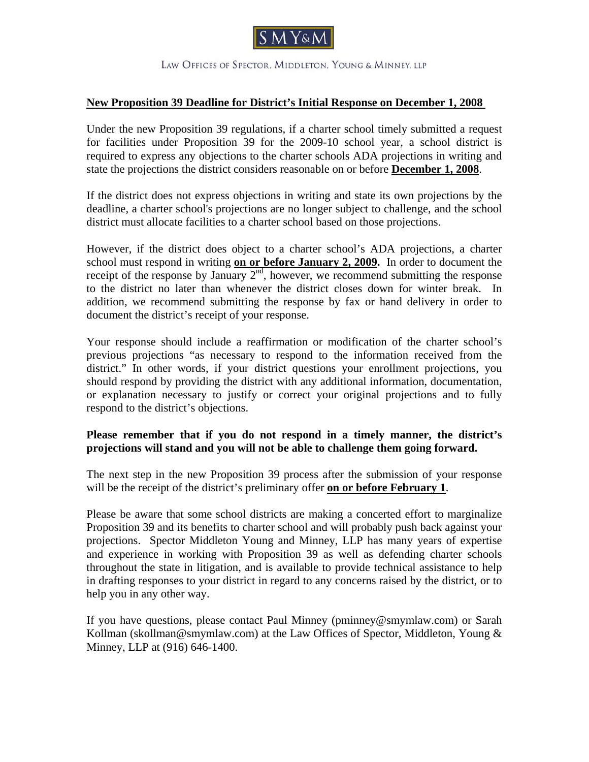SMY&M

LAW OFFICES OF SPECTOR, MIDDLETON, YOUNG & MINNEY, LLP

**New Proposition 39 Deadline for District's Initial Response on December 1, 2008**

Under the new Proposition 39 regulations, if a charter school timely submitted a request for facilities under Proposition 39 for the 2009-10 school year, a school district is required to express any objections to the charter schools ADA projections in writing and state the projections the district considers reasonable on or before **December 1, 2008**.

If the district does not express objections in writing and state its own projections by the deadline, a charter school's projections are no longer subject to challenge, and the school district must allocate facilities to a charter school based on those projections.

However, if the district does object to a charter school's ADA projections, a charter school must respond in writing **on or before January 2, 2009.** In order to document the receipt of the response by January 2nd, however, we recommend submitting the response to the district no later than whenever the district closes down for winter break. In addition, we recommend submitting the response by fax or hand delivery in order to document the district's receipt of your response.

Your response should include a reaffirmation or modification of the charter school's previous projections "as necessary to respond to the information received from the district." In other words, if your district questions your enrollment projections, you should respond by providing the district with any additional information, documentation, or explanation necessary to justify or correct your original projections and to fully respond to the district's objections.

**Please remember that if you do not respond in a timely manner, the district's projections will stand and you will not be able to challenge them going forward.**

The next step in the new Proposition 39 process after the submission of your response will be the receipt of the district's preliminary offer **on or before February 1**.

Please be aware that some school districts are making a concerted effort to marginalize Proposition 39 and its benefits to charter school and will probably push back against your projections. Spector Middleton Young and Minney, LLP has many years of expertise and experience in working with Proposition 39 as well as defending charter schools throughout the state in litigation, and is available to provide technical assistance to help in drafting responses to your district in regard to any concerns raised by the district, or to help you in any other way.

If you have questions, please contact Paul Minney (pminney@smymlaw.com) or Sarah Kollman (skollman@smymlaw.com) at the Law Offices of Spector, Middleton, Young & Minney, LLP at (916) 646-1400.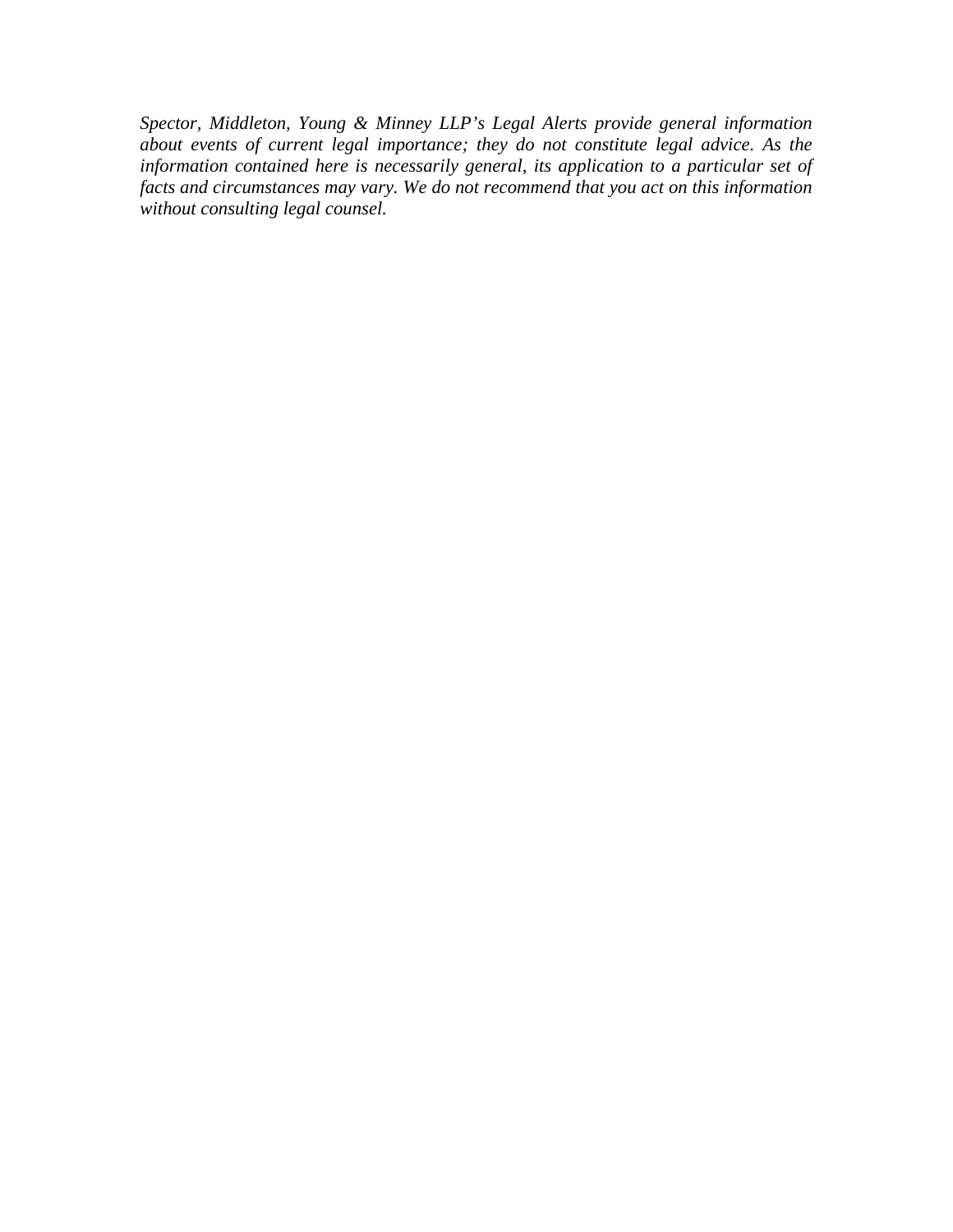*Spector, Middleton, Young & Minney LLP's Legal Alerts provide general information about events of current legal importance; they do not constitute legal advice. As the information contained here is necessarily general, its application to a particular set of facts and circumstances may vary. We do not recommend that you act on this information without consulting legal counsel.*